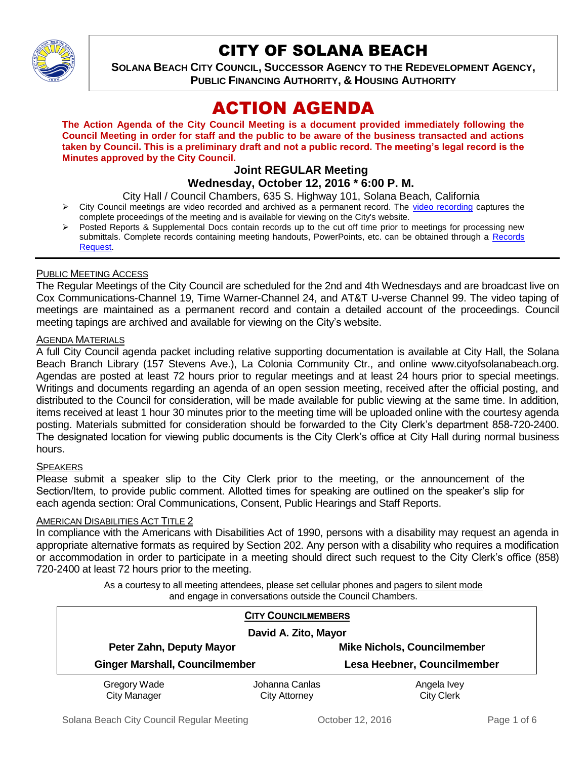# CITY OF SOLANA BEACH

**SOLANA BEACH CITY COUNCIL, SUCCESSOR AGENCY TO THE REDEVELOPMENT AGENCY, PUBLIC FINANCING AUTHORITY, & HOUSING AUTHORITY**

# ACTION AGENDA

**The Action Agenda of the City Council Meeting is a document provided immediately following the Council Meeting in order for staff and the public to be aware of the business transacted and actions taken by Council. This is a preliminary draft and not a public record. The meeting's legal record is the Minutes approved by the City Council.**

### Joint REGULAR Meeting
### Wednesday, October 12, 2016 * 6:00 P. M.

City Hall / Council Chambers, 635 S. Highway 101, Solana Beach, California

- City Council meetings are video recorded and archived as a permanent record. The video recording captures the complete proceedings of the meeting and is available for viewing on the City's website.
- Posted Reports & Supplemental Docs contain records up to the cut off time prior to meetings for processing new submittals. Complete records containing meeting handouts, PowerPoints, etc. can be obtained through a Records Request.

PUBLIC MEETING ACCESS

The Regular Meetings of the City Council are scheduled for the 2nd and 4th Wednesdays and are broadcast live on Cox Communications-Channel 19, Time Warner-Channel 24, and AT&T U-verse Channel 99. The video taping of meetings are maintained as a permanent record and contain a detailed account of the proceedings. Council meeting tapings are archived and available for viewing on the City's website.

AGENDA MATERIALS

A full City Council agenda packet including relative supporting documentation is available at City Hall, the Solana Beach Branch Library (157 Stevens Ave.), La Colonia Community Ctr., and online www.cityofsolanabeach.org. Agendas are posted at least 72 hours prior to regular meetings and at least 24 hours prior to special meetings. Writings and documents regarding an agenda of an open session meeting, received after the official posting, and distributed to the Council for consideration, will be made available for public viewing at the same time. In addition, items received at least 1 hour 30 minutes prior to the meeting time will be uploaded online with the courtesy agenda posting. Materials submitted for consideration should be forwarded to the City Clerk's department 858-720-2400. The designated location for viewing public documents is the City Clerk's office at City Hall during normal business hours.

SPEAKERS

Please submit a speaker slip to the City Clerk prior to the meeting, or the announcement of the Section/Item, to provide public comment. Allotted times for speaking are outlined on the speaker's slip for each agenda section: Oral Communications, Consent, Public Hearings and Staff Reports.

AMERICAN DISABILITIES ACT TITLE 2

In compliance with the Americans with Disabilities Act of 1990, persons with a disability may request an agenda in appropriate alternative formats as required by Section 202. Any person with a disability who requires a modification or accommodation in order to participate in a meeting should direct such request to the City Clerk's office (858) 720-2400 at least 72 hours prior to the meeting.

As a courtesy to all meeting attendees, please set cellular phones and pagers to silent mode and engage in conversations outside the Council Chambers.

**CITY COUNCILMEMBERS**

**David A. Zito, Mayor**

**Peter Zahn, Deputy Mayor** | **Mike Nichols, Councilmember**

**Ginger Marshall, Councilmember** | **Lesa Heebner, Councilmember**

| Gregory Wade | Johanna Canlas | Angela Ivey |
|---|---|---|
| City Manager | City Attorney | City Clerk |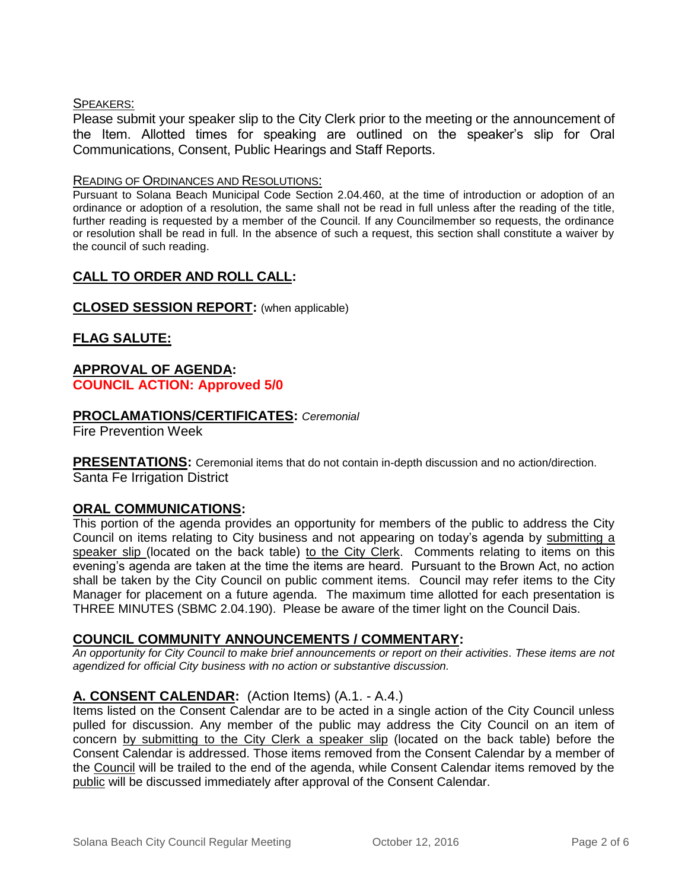SPEAKERS:

Please submit your speaker slip to the City Clerk prior to the meeting or the announcement of the Item. Allotted times for speaking are outlined on the speaker's slip for Oral Communications, Consent, Public Hearings and Staff Reports.

READING OF ORDINANCES AND RESOLUTIONS:

Pursuant to Solana Beach Municipal Code Section 2.04.460, at the time of introduction or adoption of an ordinance or adoption of a resolution, the same shall not be read in full unless after the reading of the title, further reading is requested by a member of the Council. If any Councilmember so requests, the ordinance or resolution shall be read in full. In the absence of such a request, this section shall constitute a waiver by the council of such reading.

## CALL TO ORDER AND ROLL CALL:

## CLOSED SESSION REPORT: (when applicable)

## FLAG SALUTE:

## APPROVAL OF AGENDA:

**COUNCIL ACTION: Approved 5/0**

## PROCLAMATIONS/CERTIFICATES: *Ceremonial*

Fire Prevention Week

## PRESENTATIONS: Ceremonial items that do not contain in-depth discussion and no action/direction.

Santa Fe Irrigation District

## ORAL COMMUNICATIONS:

This portion of the agenda provides an opportunity for members of the public to address the City Council on items relating to City business and not appearing on today's agenda by submitting a speaker slip (located on the back table) to the City Clerk. Comments relating to items on this evening's agenda are taken at the time the items are heard. Pursuant to the Brown Act, no action shall be taken by the City Council on public comment items. Council may refer items to the City Manager for placement on a future agenda. The maximum time allotted for each presentation is THREE MINUTES (SBMC 2.04.190). Please be aware of the timer light on the Council Dais.

## COUNCIL COMMUNITY ANNOUNCEMENTS / COMMENTARY:

*An opportunity for City Council to make brief announcements or report on their activities. These items are not agendized for official City business with no action or substantive discussion.*

## A. CONSENT CALENDAR: (Action Items) (A.1. - A.4.)

Items listed on the Consent Calendar are to be acted in a single action of the City Council unless pulled for discussion. Any member of the public may address the City Council on an item of concern by submitting to the City Clerk a speaker slip (located on the back table) before the Consent Calendar is addressed. Those items removed from the Consent Calendar by a member of the Council will be trailed to the end of the agenda, while Consent Calendar items removed by the public will be discussed immediately after approval of the Consent Calendar.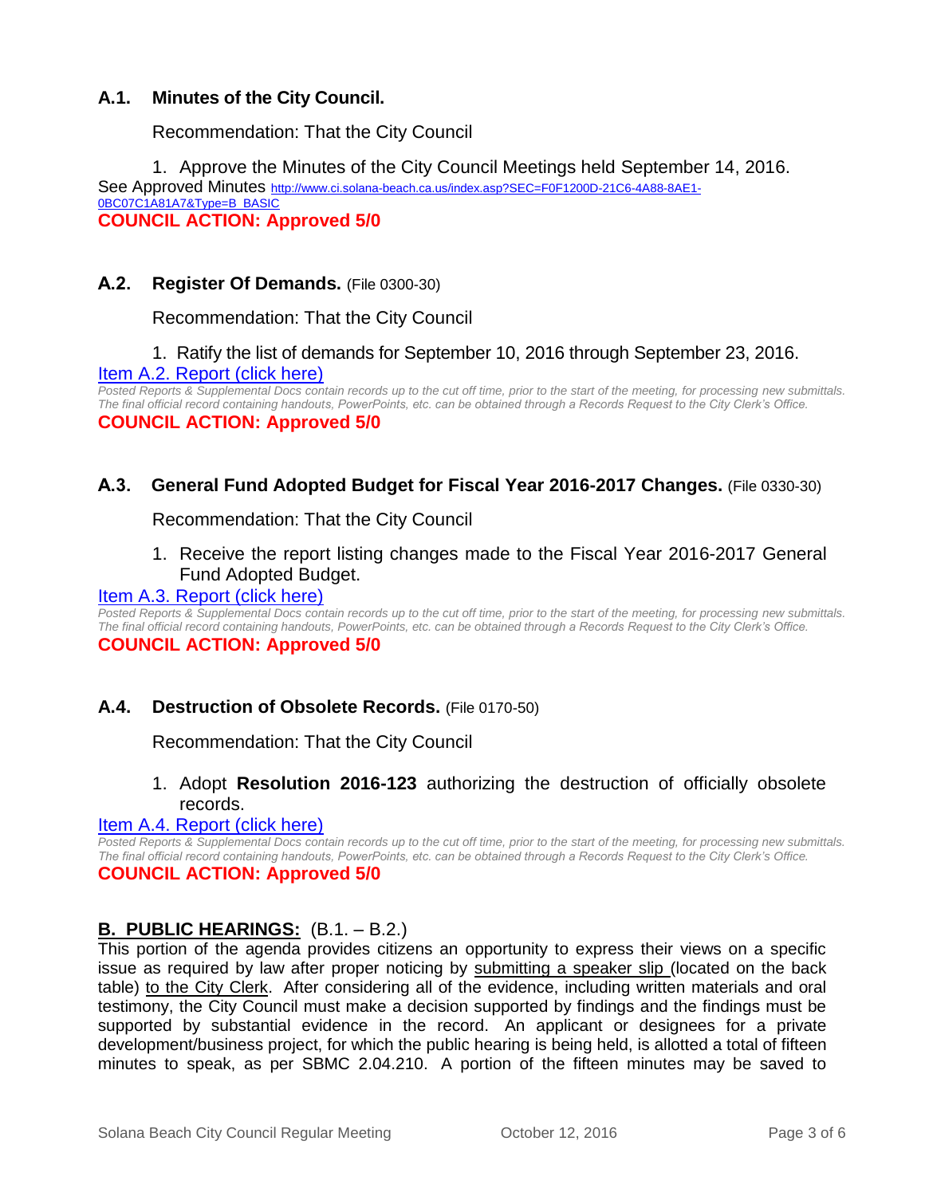### A.1. Minutes of the City Council.

Recommendation: That the City Council

1. Approve the Minutes of the City Council Meetings held September 14, 2016.

See Approved Minutes http://www.ci.solana-beach.ca.us/index.asp?SEC=F0F1200D-21C6-4A88-8AE1-0BC07C1A81A7&Type=B_BASIC

**COUNCIL ACTION: Approved 5/0**

### A.2. Register Of Demands. (File 0300-30)

Recommendation: That the City Council

1. Ratify the list of demands for September 10, 2016 through September 23, 2016.

Item A.2. Report (click here)

*Posted Reports & Supplemental Docs contain records up to the cut off time, prior to the start of the meeting, for processing new submittals. The final official record containing handouts, PowerPoints, etc. can be obtained through a Records Request to the City Clerk's Office.*

**COUNCIL ACTION: Approved 5/0**

### A.3. General Fund Adopted Budget for Fiscal Year 2016-2017 Changes. (File 0330-30)

Recommendation: That the City Council

1. Receive the report listing changes made to the Fiscal Year 2016-2017 General Fund Adopted Budget.

Item A.3. Report (click here)

*Posted Reports & Supplemental Docs contain records up to the cut off time, prior to the start of the meeting, for processing new submittals. The final official record containing handouts, PowerPoints, etc. can be obtained through a Records Request to the City Clerk's Office.*

**COUNCIL ACTION: Approved 5/0**

### A.4. Destruction of Obsolete Records. (File 0170-50)

Recommendation: That the City Council

1. Adopt **Resolution 2016-123** authorizing the destruction of officially obsolete records.

Item A.4. Report (click here)

*Posted Reports & Supplemental Docs contain records up to the cut off time, prior to the start of the meeting, for processing new submittals. The final official record containing handouts, PowerPoints, etc. can be obtained through a Records Request to the City Clerk's Office.*

**COUNCIL ACTION: Approved 5/0**

## B. PUBLIC HEARINGS: (B.1. – B.2.)

This portion of the agenda provides citizens an opportunity to express their views on a specific issue as required by law after proper noticing by submitting a speaker slip (located on the back table) to the City Clerk. After considering all of the evidence, including written materials and oral testimony, the City Council must make a decision supported by findings and the findings must be supported by substantial evidence in the record. An applicant or designees for a private development/business project, for which the public hearing is being held, is allotted a total of fifteen minutes to speak, as per SBMC 2.04.210. A portion of the fifteen minutes may be saved to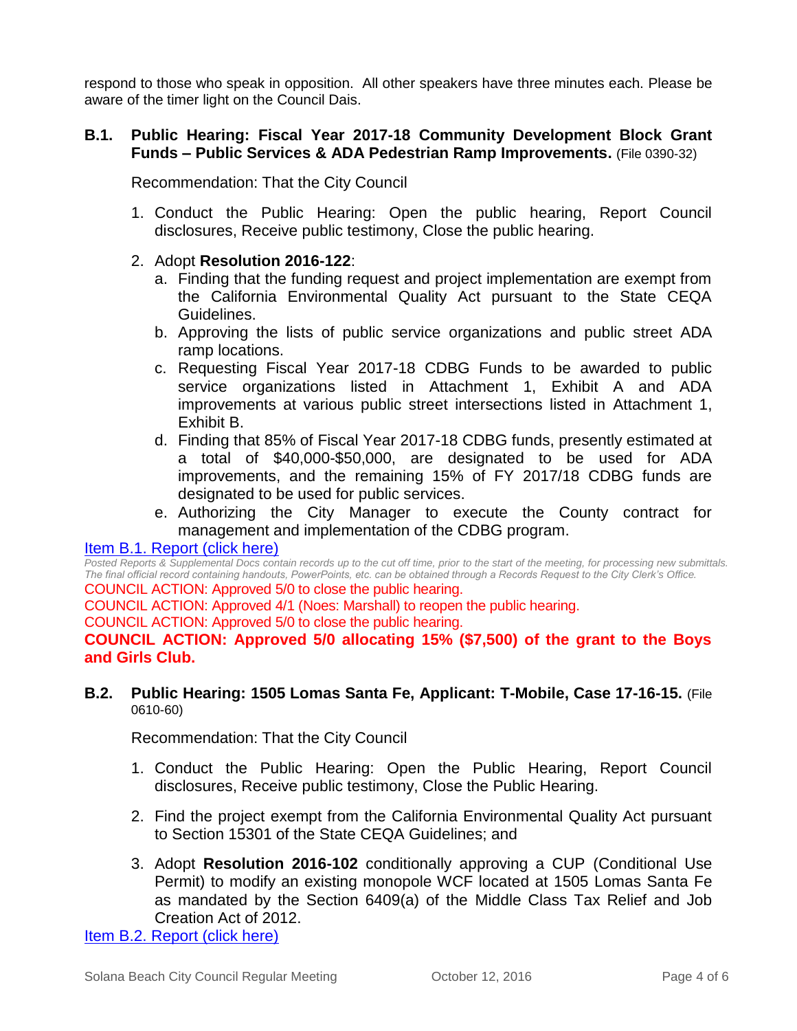respond to those who speak in opposition. All other speakers have three minutes each. Please be aware of the timer light on the Council Dais.

### B.1. Public Hearing: Fiscal Year 2017-18 Community Development Block Grant Funds – Public Services & ADA Pedestrian Ramp Improvements. (File 0390-32)

Recommendation: That the City Council

1. Conduct the Public Hearing: Open the public hearing, Report Council disclosures, Receive public testimony, Close the public hearing.

2. Adopt **Resolution 2016-122**:
   a. Finding that the funding request and project implementation are exempt from the California Environmental Quality Act pursuant to the State CEQA Guidelines.
   b. Approving the lists of public service organizations and public street ADA ramp locations.
   c. Requesting Fiscal Year 2017-18 CDBG Funds to be awarded to public service organizations listed in Attachment 1, Exhibit A and ADA improvements at various public street intersections listed in Attachment 1, Exhibit B.
   d. Finding that 85% of Fiscal Year 2017-18 CDBG funds, presently estimated at a total of $40,000-$50,000, are designated to be used for ADA improvements, and the remaining 15% of FY 2017/18 CDBG funds are designated to be used for public services.
   e. Authorizing the City Manager to execute the County contract for management and implementation of the CDBG program.

Item B.1. Report (click here)

*Posted Reports & Supplemental Docs contain records up to the cut off time, prior to the start of the meeting, for processing new submittals. The final official record containing handouts, PowerPoints, etc. can be obtained through a Records Request to the City Clerk's Office.*

COUNCIL ACTION: Approved 5/0 to close the public hearing.

COUNCIL ACTION: Approved 4/1 (Noes: Marshall) to reopen the public hearing.

COUNCIL ACTION: Approved 5/0 to close the public hearing.

**COUNCIL ACTION: Approved 5/0 allocating 15% ($7,500) of the grant to the Boys and Girls Club.**

### B.2. Public Hearing: 1505 Lomas Santa Fe, Applicant: T-Mobile, Case 17-16-15. (File 0610-60)

Recommendation: That the City Council

1. Conduct the Public Hearing: Open the Public Hearing, Report Council disclosures, Receive public testimony, Close the Public Hearing.

2. Find the project exempt from the California Environmental Quality Act pursuant to Section 15301 of the State CEQA Guidelines; and

3. Adopt **Resolution 2016-102** conditionally approving a CUP (Conditional Use Permit) to modify an existing monopole WCF located at 1505 Lomas Santa Fe as mandated by the Section 6409(a) of the Middle Class Tax Relief and Job Creation Act of 2012.

Item B.2. Report (click here)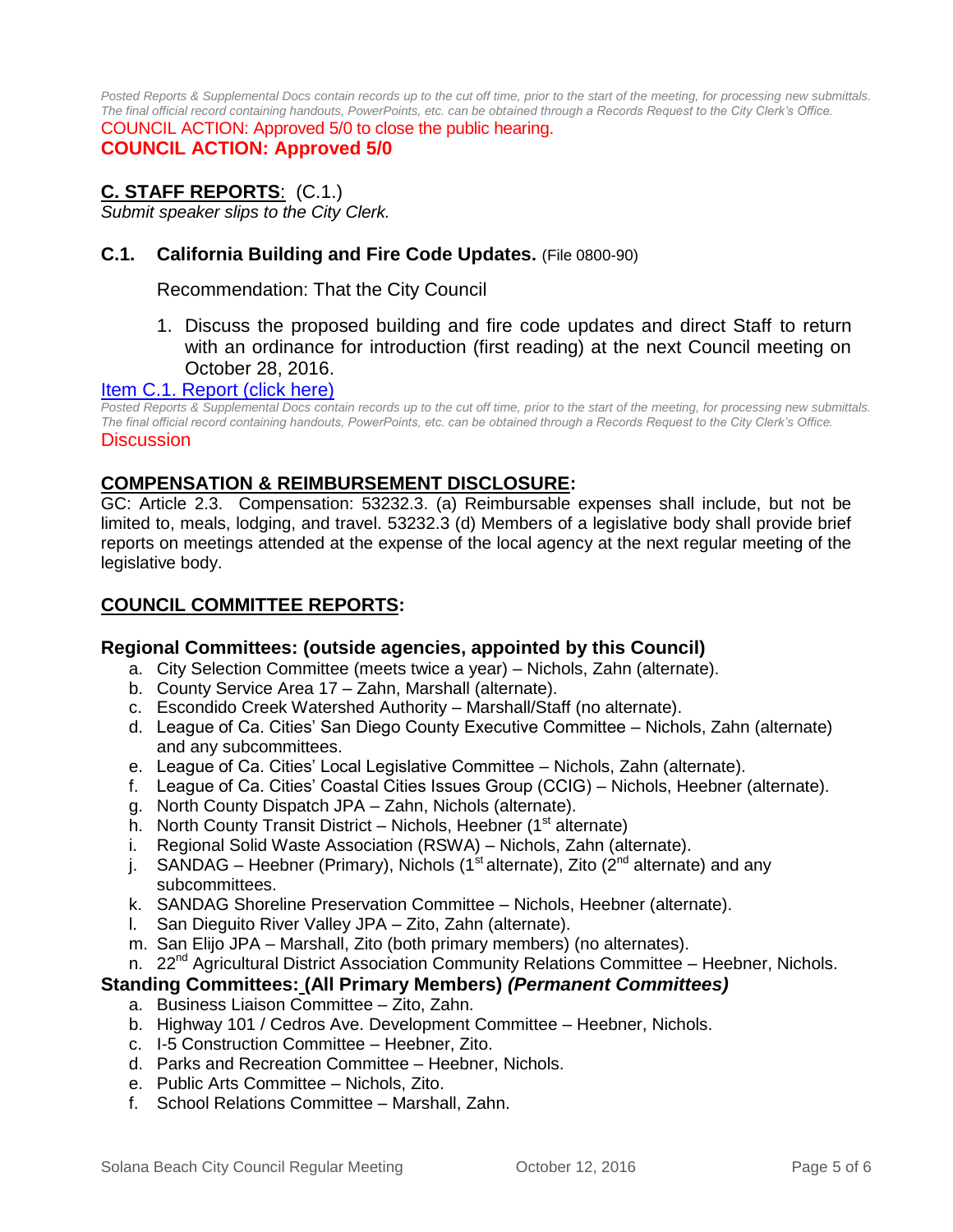*Posted Reports & Supplemental Docs contain records up to the cut off time, prior to the start of the meeting, for processing new submittals. The final official record containing handouts, PowerPoints, etc. can be obtained through a Records Request to the City Clerk's Office.*

COUNCIL ACTION: Approved 5/0 to close the public hearing.

**COUNCIL ACTION: Approved 5/0**

## C. STAFF REPORTS: (C.1.)

*Submit speaker slips to the City Clerk.*

### C.1. California Building and Fire Code Updates. (File 0800-90)

Recommendation: That the City Council

1. Discuss the proposed building and fire code updates and direct Staff to return with an ordinance for introduction (first reading) at the next Council meeting on October 28, 2016.

Item C.1. Report (click here)

*Posted Reports & Supplemental Docs contain records up to the cut off time, prior to the start of the meeting, for processing new submittals. The final official record containing handouts, PowerPoints, etc. can be obtained through a Records Request to the City Clerk's Office.*

Discussion

## COMPENSATION & REIMBURSEMENT DISCLOSURE:

GC: Article 2.3. Compensation: 53232.3. (a) Reimbursable expenses shall include, but not be limited to, meals, lodging, and travel. 53232.3 (d) Members of a legislative body shall provide brief reports on meetings attended at the expense of the local agency at the next regular meeting of the legislative body.

## COUNCIL COMMITTEE REPORTS:

### Regional Committees: (outside agencies, appointed by this Council)

a. City Selection Committee (meets twice a year) – Nichols, Zahn (alternate).
b. County Service Area 17 – Zahn, Marshall (alternate).
c. Escondido Creek Watershed Authority – Marshall/Staff (no alternate).
d. League of Ca. Cities' San Diego County Executive Committee – Nichols, Zahn (alternate) and any subcommittees.
e. League of Ca. Cities' Local Legislative Committee – Nichols, Zahn (alternate).
f. League of Ca. Cities' Coastal Cities Issues Group (CCIG) – Nichols, Heebner (alternate).
g. North County Dispatch JPA – Zahn, Nichols (alternate).
h. North County Transit District – Nichols, Heebner (1st alternate)
i. Regional Solid Waste Association (RSWA) – Nichols, Zahn (alternate).
j. SANDAG – Heebner (Primary), Nichols (1st alternate), Zito (2nd alternate) and any subcommittees.
k. SANDAG Shoreline Preservation Committee – Nichols, Heebner (alternate).
l. San Dieguito River Valley JPA – Zito, Zahn (alternate).
m. San Elijo JPA – Marshall, Zito (both primary members) (no alternates).
n. 22nd Agricultural District Association Community Relations Committee – Heebner, Nichols.

### Standing Committees: (All Primary Members) *(Permanent Committees)*

a. Business Liaison Committee – Zito, Zahn.
b. Highway 101 / Cedros Ave. Development Committee – Heebner, Nichols.
c. I-5 Construction Committee – Heebner, Zito.
d. Parks and Recreation Committee – Heebner, Nichols.
e. Public Arts Committee – Nichols, Zito.
f. School Relations Committee – Marshall, Zahn.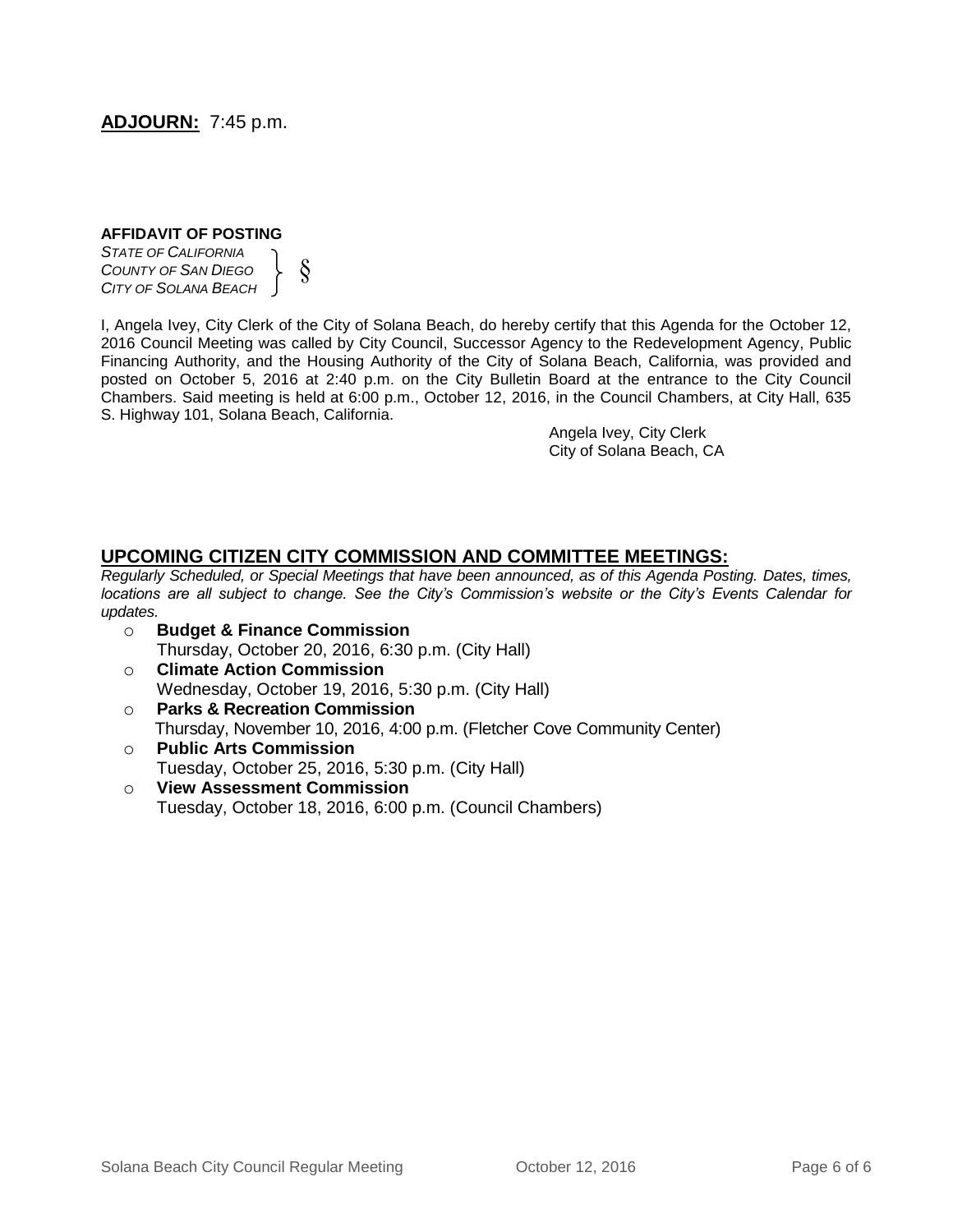**ADJOURN:** 7:45 p.m.

**AFFIDAVIT OF POSTING**

*STATE OF CALIFORNIA*
*COUNTY OF SAN DIEGO* §
*CITY OF SOLANA BEACH*

I, Angela Ivey, City Clerk of the City of Solana Beach, do hereby certify that this Agenda for the October 12, 2016 Council Meeting was called by City Council, Successor Agency to the Redevelopment Agency, Public Financing Authority, and the Housing Authority of the City of Solana Beach, California, was provided and posted on October 5, 2016 at 2:40 p.m. on the City Bulletin Board at the entrance to the City Council Chambers. Said meeting is held at 6:00 p.m., October 12, 2016, in the Council Chambers, at City Hall, 635 S. Highway 101, Solana Beach, California.

Angela Ivey, City Clerk
City of Solana Beach, CA

## UPCOMING CITIZEN CITY COMMISSION AND COMMITTEE MEETINGS:

*Regularly Scheduled, or Special Meetings that have been announced, as of this Agenda Posting. Dates, times, locations are all subject to change. See the City's Commission's website or the City's Events Calendar for updates.*

- **Budget & Finance Commission**
  Thursday, October 20, 2016, 6:30 p.m. (City Hall)
- **Climate Action Commission**
  Wednesday, October 19, 2016, 5:30 p.m. (City Hall)
- **Parks & Recreation Commission**
  Thursday, November 10, 2016, 4:00 p.m. (Fletcher Cove Community Center)
- **Public Arts Commission**
  Tuesday, October 25, 2016, 5:30 p.m. (City Hall)
- **View Assessment Commission**
  Tuesday, October 18, 2016, 6:00 p.m. (Council Chambers)